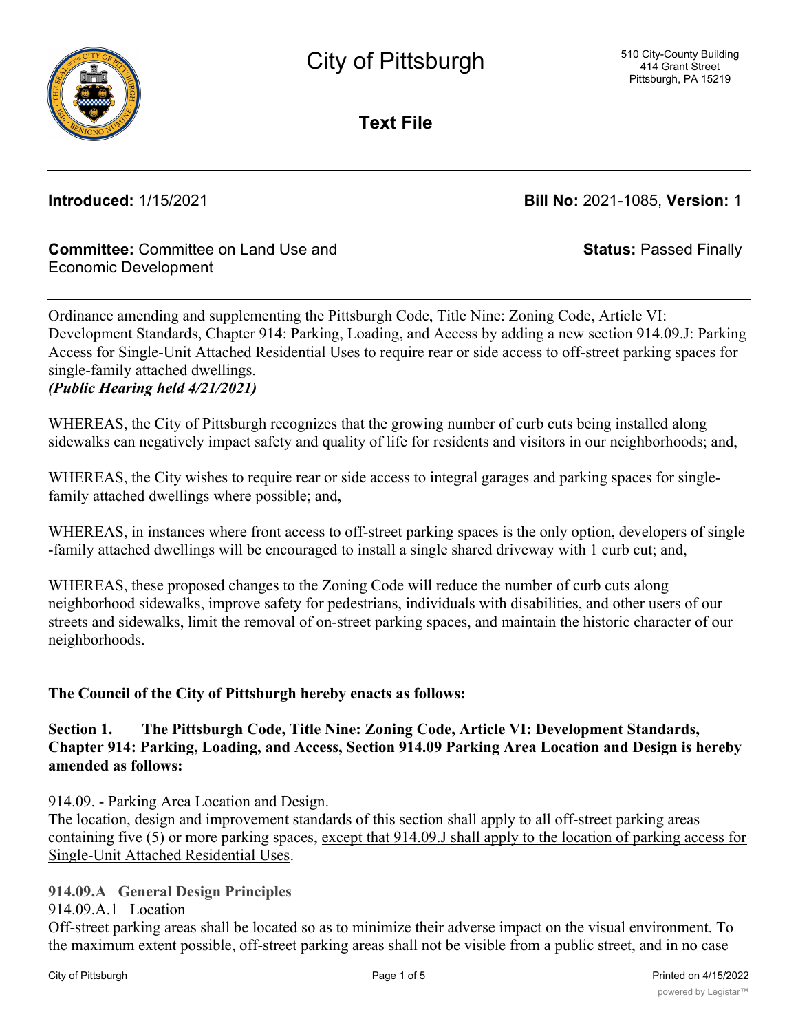# City of Pittsburgh

510 City-County Building
414 Grant Street
Pittsburgh, PA 15219

## Text File

**Introduced:** 1/15/2021

**Bill No:** 2021-1085, **Version:** 1

**Committee:** Committee on Land Use and Economic Development

**Status:** Passed Finally

Ordinance amending and supplementing the Pittsburgh Code, Title Nine: Zoning Code, Article VI: Development Standards, Chapter 914: Parking, Loading, and Access by adding a new section 914.09.J: Parking Access for Single-Unit Attached Residential Uses to require rear or side access to off-street parking spaces for single-family attached dwellings.
***(Public Hearing held 4/21/2021)***

WHEREAS, the City of Pittsburgh recognizes that the growing number of curb cuts being installed along sidewalks can negatively impact safety and quality of life for residents and visitors in our neighborhoods; and,

WHEREAS, the City wishes to require rear or side access to integral garages and parking spaces for single-family attached dwellings where possible; and,

WHEREAS, in instances where front access to off-street parking spaces is the only option, developers of single-family attached dwellings will be encouraged to install a single shared driveway with 1 curb cut; and,

WHEREAS, these proposed changes to the Zoning Code will reduce the number of curb cuts along neighborhood sidewalks, improve safety for pedestrians, individuals with disabilities, and other users of our streets and sidewalks, limit the removal of on-street parking spaces, and maintain the historic character of our neighborhoods.

**The Council of the City of Pittsburgh hereby enacts as follows:**

**Section 1. The Pittsburgh Code, Title Nine: Zoning Code, Article VI: Development Standards, Chapter 914: Parking, Loading, and Access, Section 914.09 Parking Area Location and Design is hereby amended as follows:**

914.09. - Parking Area Location and Design.
The location, design and improvement standards of this section shall apply to all off-street parking areas containing five (5) or more parking spaces, <u>except that 914.09.J shall apply to the location of parking access for Single-Unit Attached Residential Uses</u>.

**914.09.A General Design Principles**

914.09.A.1 Location

Off-street parking areas shall be located so as to minimize their adverse impact on the visual environment. To the maximum extent possible, off-street parking areas shall not be visible from a public street, and in no case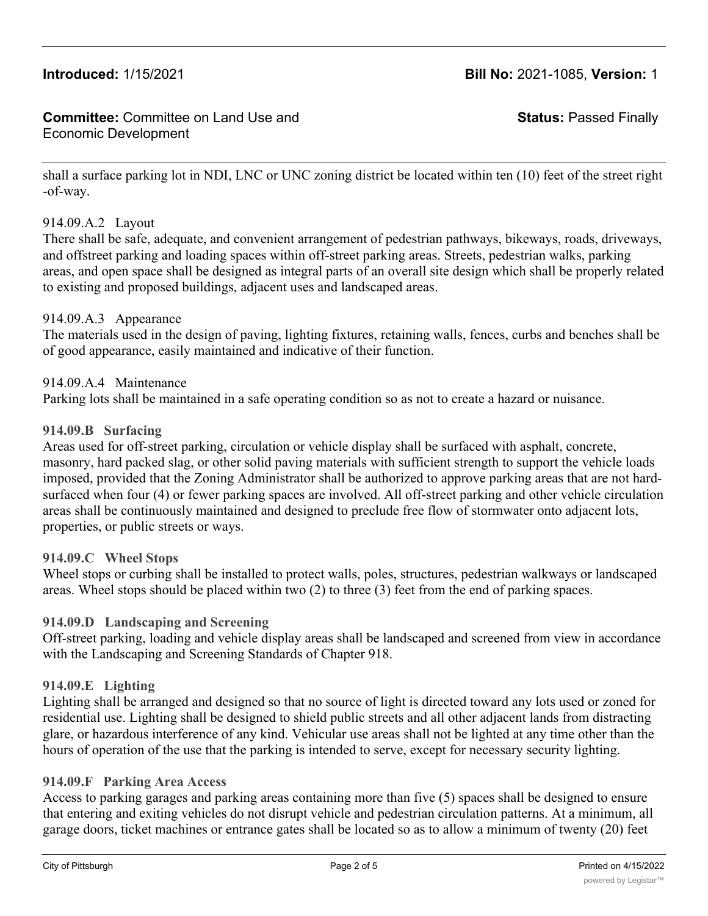shall a surface parking lot in NDI, LNC or UNC zoning district be located within ten (10) feet of the street right-of-way.

914.09.A.2 Layout

There shall be safe, adequate, and convenient arrangement of pedestrian pathways, bikeways, roads, driveways, and offstreet parking and loading spaces within off-street parking areas. Streets, pedestrian walks, parking areas, and open space shall be designed as integral parts of an overall site design which shall be properly related to existing and proposed buildings, adjacent uses and landscaped areas.

914.09.A.3 Appearance

The materials used in the design of paving, lighting fixtures, retaining walls, fences, curbs and benches shall be of good appearance, easily maintained and indicative of their function.

914.09.A.4 Maintenance

Parking lots shall be maintained in a safe operating condition so as not to create a hazard or nuisance.

**914.09.B Surfacing**

Areas used for off-street parking, circulation or vehicle display shall be surfaced with asphalt, concrete, masonry, hard packed slag, or other solid paving materials with sufficient strength to support the vehicle loads imposed, provided that the Zoning Administrator shall be authorized to approve parking areas that are not hard-surfaced when four (4) or fewer parking spaces are involved. All off-street parking and other vehicle circulation areas shall be continuously maintained and designed to preclude free flow of stormwater onto adjacent lots, properties, or public streets or ways.

**914.09.C Wheel Stops**

Wheel stops or curbing shall be installed to protect walls, poles, structures, pedestrian walkways or landscaped areas. Wheel stops should be placed within two (2) to three (3) feet from the end of parking spaces.

**914.09.D Landscaping and Screening**

Off-street parking, loading and vehicle display areas shall be landscaped and screened from view in accordance with the Landscaping and Screening Standards of Chapter 918.

**914.09.E Lighting**

Lighting shall be arranged and designed so that no source of light is directed toward any lots used or zoned for residential use. Lighting shall be designed to shield public streets and all other adjacent lands from distracting glare, or hazardous interference of any kind. Vehicular use areas shall not be lighted at any time other than the hours of operation of the use that the parking is intended to serve, except for necessary security lighting.

**914.09.F Parking Area Access**

Access to parking garages and parking areas containing more than five (5) spaces shall be designed to ensure that entering and exiting vehicles do not disrupt vehicle and pedestrian circulation patterns. At a minimum, all garage doors, ticket machines or entrance gates shall be located so as to allow a minimum of twenty (20) feet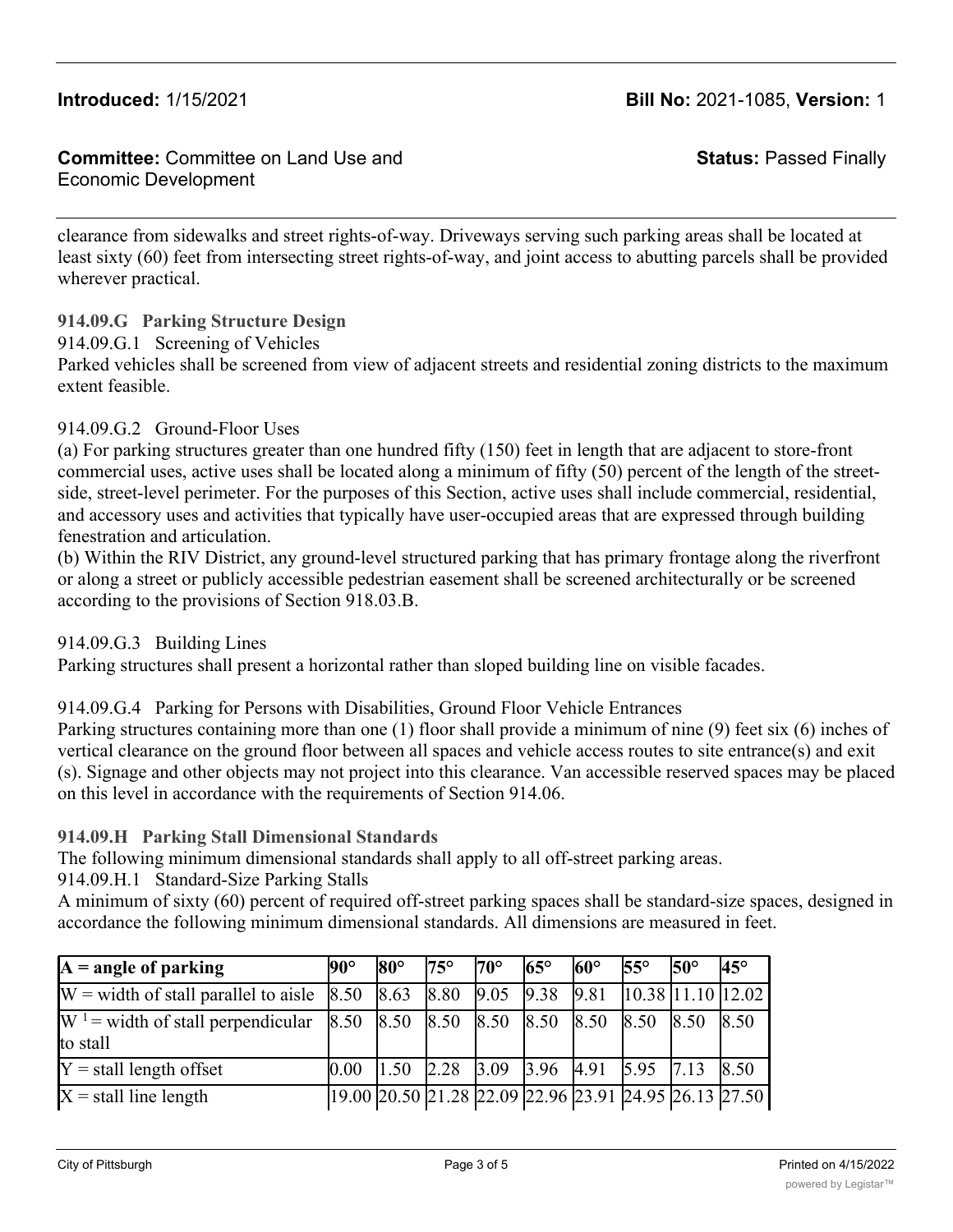clearance from sidewalks and street rights-of-way. Driveways serving such parking areas shall be located at least sixty (60) feet from intersecting street rights-of-way, and joint access to abutting parcels shall be provided wherever practical.

**914.09.G Parking Structure Design**

914.09.G.1 Screening of Vehicles

Parked vehicles shall be screened from view of adjacent streets and residential zoning districts to the maximum extent feasible.

914.09.G.2 Ground-Floor Uses

(a) For parking structures greater than one hundred fifty (150) feet in length that are adjacent to store-front commercial uses, active uses shall be located along a minimum of fifty (50) percent of the length of the street-side, street-level perimeter. For the purposes of this Section, active uses shall include commercial, residential, and accessory uses and activities that typically have user-occupied areas that are expressed through building fenestration and articulation.

(b) Within the RIV District, any ground-level structured parking that has primary frontage along the riverfront or along a street or publicly accessible pedestrian easement shall be screened architecturally or be screened according to the provisions of Section 918.03.B.

914.09.G.3 Building Lines

Parking structures shall present a horizontal rather than sloped building line on visible facades.

914.09.G.4 Parking for Persons with Disabilities, Ground Floor Vehicle Entrances

Parking structures containing more than one (1) floor shall provide a minimum of nine (9) feet six (6) inches of vertical clearance on the ground floor between all spaces and vehicle access routes to site entrance(s) and exit (s). Signage and other objects may not project into this clearance. Van accessible reserved spaces may be placed on this level in accordance with the requirements of Section 914.06.

**914.09.H Parking Stall Dimensional Standards**

The following minimum dimensional standards shall apply to all off-street parking areas.

914.09.H.1 Standard-Size Parking Stalls

A minimum of sixty (60) percent of required off-street parking spaces shall be standard-size spaces, designed in accordance the following minimum dimensional standards. All dimensions are measured in feet.

| **A = angle of parking** | **90°** | **80°** | **75°** | **70°** | **65°** | **60°** | **55°** | **50°** | **45°** |
|---|---|---|---|---|---|---|---|---|---|
| W = width of stall parallel to aisle | 8.50 | 8.63 | 8.80 | 9.05 | 9.38 | 9.81 | 10.38 | 11.10 | 12.02 |
| W [1] = width of stall perpendicular to stall | 8.50 | 8.50 | 8.50 | 8.50 | 8.50 | 8.50 | 8.50 | 8.50 | 8.50 |
| Y = stall length offset | 0.00 | 1.50 | 2.28 | 3.09 | 3.96 | 4.91 | 5.95 | 7.13 | 8.50 |
| X = stall line length | 19.00 | 20.50 | 21.28 | 22.09 | 22.96 | 23.91 | 24.95 | 26.13 | 27.50 |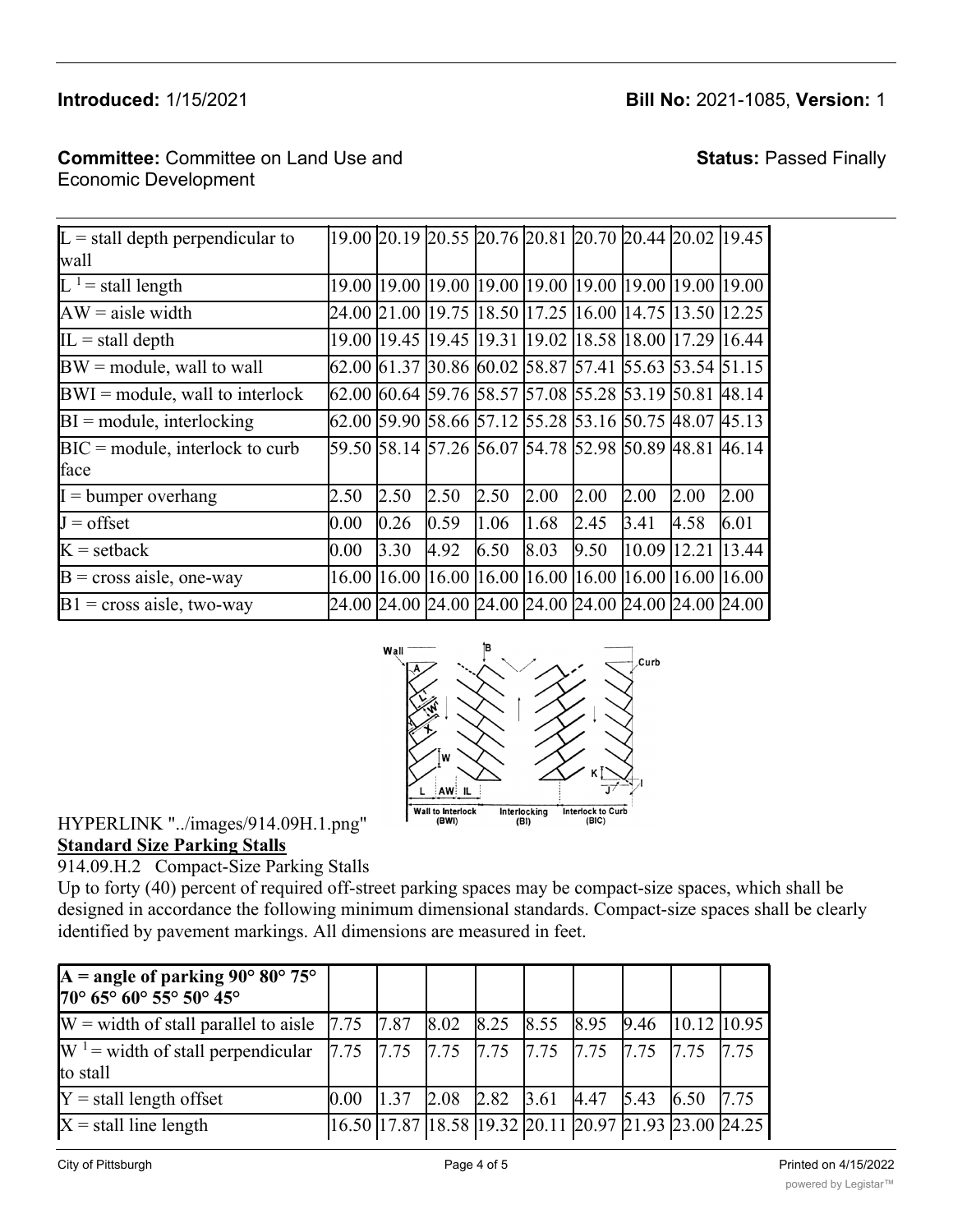**Introduced:** 1/15/2021 **Bill No:** 2021-1085, **Version:** 1

**Committee:** Committee on Land Use and Economic Development **Status:** Passed Finally

| | | | | | | | | | |
|---|---|---|---|---|---|---|---|---|---|
| L = stall depth perpendicular to wall | 19.00 | 20.19 | 20.55 | 20.76 | 20.81 | 20.70 | 20.44 | 20.02 | 19.45 |
| L [1] = stall length | 19.00 | 19.00 | 19.00 | 19.00 | 19.00 | 19.00 | 19.00 | 19.00 | 19.00 |
| AW = aisle width | 24.00 | 21.00 | 19.75 | 18.50 | 17.25 | 16.00 | 14.75 | 13.50 | 12.25 |
| IL = stall depth | 19.00 | 19.45 | 19.45 | 19.31 | 19.02 | 18.58 | 18.00 | 17.29 | 16.44 |
| BW = module, wall to wall | 62.00 | 61.37 | 30.86 | 60.02 | 58.87 | 57.41 | 55.63 | 53.54 | 51.15 |
| BWI = module, wall to interlock | 62.00 | 60.64 | 59.76 | 58.57 | 57.08 | 55.28 | 53.19 | 50.81 | 48.14 |
| BI = module, interlocking | 62.00 | 59.90 | 58.66 | 57.12 | 55.28 | 53.16 | 50.75 | 48.07 | 45.13 |
| BIC = module, interlock to curb face | 59.50 | 58.14 | 57.26 | 56.07 | 54.78 | 52.98 | 50.89 | 48.81 | 46.14 |
| I = bumper overhang | 2.50 | 2.50 | 2.50 | 2.50 | 2.00 | 2.00 | 2.00 | 2.00 | 2.00 |
| J = offset | 0.00 | 0.26 | 0.59 | 1.06 | 1.68 | 2.45 | 3.41 | 4.58 | 6.01 |
| K = setback | 0.00 | 3.30 | 4.92 | 6.50 | 8.03 | 9.50 | 10.09 | 12.21 | 13.44 |
| B = cross aisle, one-way | 16.00 | 16.00 | 16.00 | 16.00 | 16.00 | 16.00 | 16.00 | 16.00 | 16.00 |
| B1 = cross aisle, two-way | 24.00 | 24.00 | 24.00 | 24.00 | 24.00 | 24.00 | 24.00 | 24.00 | 24.00 |

HYPERLINK "../images/914.09H.1.png"
**Standard Size Parking Stalls**

914.09.H.2 Compact-Size Parking Stalls

Up to forty (40) percent of required off-street parking spaces may be compact-size spaces, which shall be designed in accordance the following minimum dimensional standards. Compact-size spaces shall be clearly identified by pavement markings. All dimensions are measured in feet.

| **A = angle of parking 90° 80° 75° 70° 65° 60° 55° 50° 45°** | | | | | | | | | |
|---|---|---|---|---|---|---|---|---|---|
| W = width of stall parallel to aisle | 7.75 | 7.87 | 8.02 | 8.25 | 8.55 | 8.95 | 9.46 | 10.12 | 10.95 |
| W [1] = width of stall perpendicular to stall | 7.75 | 7.75 | 7.75 | 7.75 | 7.75 | 7.75 | 7.75 | 7.75 | 7.75 |
| Y = stall length offset | 0.00 | 1.37 | 2.08 | 2.82 | 3.61 | 4.47 | 5.43 | 6.50 | 7.75 |
| X = stall line length | 16.50 | 17.87 | 18.58 | 19.32 | 20.11 | 20.97 | 21.93 | 23.00 | 24.25 |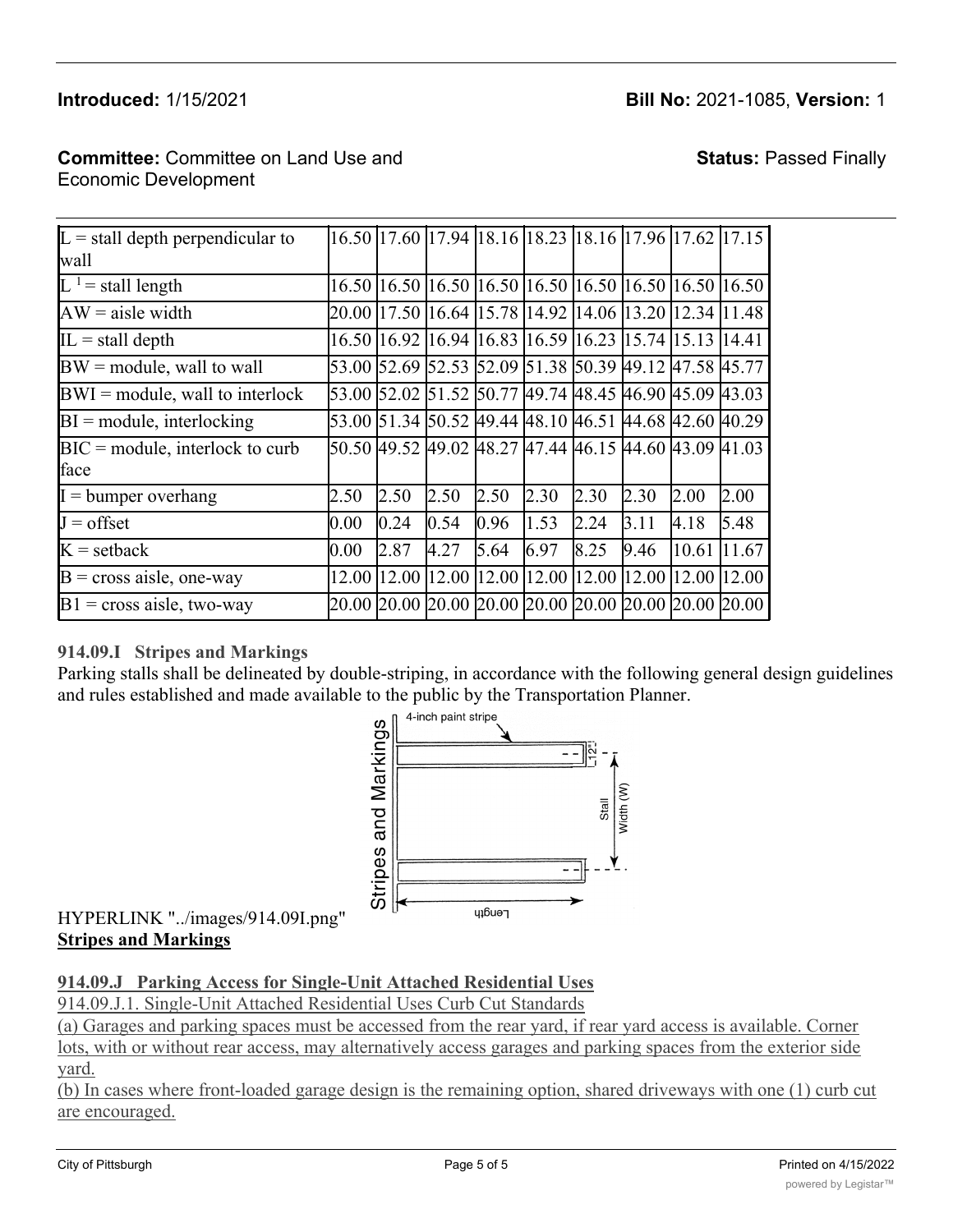**Introduced:** 1/15/2021

**Bill No:** 2021-1085, **Version:** 1

**Committee:** Committee on Land Use and Economic Development

**Status:** Passed Finally

| | | | | | | | | | |
|---|---|---|---|---|---|---|---|---|---|
| L = stall depth perpendicular to wall | 16.50 | 17.60 | 17.94 | 18.16 | 18.23 | 18.16 | 17.96 | 17.62 | 17.15 |
| L [1] = stall length | 16.50 | 16.50 | 16.50 | 16.50 | 16.50 | 16.50 | 16.50 | 16.50 | 16.50 |
| AW = aisle width | 20.00 | 17.50 | 16.64 | 15.78 | 14.92 | 14.06 | 13.20 | 12.34 | 11.48 |
| IL = stall depth | 16.50 | 16.92 | 16.94 | 16.83 | 16.59 | 16.23 | 15.74 | 15.13 | 14.41 |
| BW = module, wall to wall | 53.00 | 52.69 | 52.53 | 52.09 | 51.38 | 50.39 | 49.12 | 47.58 | 45.77 |
| BWI = module, wall to interlock | 53.00 | 52.02 | 51.52 | 50.77 | 49.74 | 48.45 | 46.90 | 45.09 | 43.03 |
| BI = module, interlocking | 53.00 | 51.34 | 50.52 | 49.44 | 48.10 | 46.51 | 44.68 | 42.60 | 40.29 |
| BIC = module, interlock to curb face | 50.50 | 49.52 | 49.02 | 48.27 | 47.44 | 46.15 | 44.60 | 43.09 | 41.03 |
| I = bumper overhang | 2.50 | 2.50 | 2.50 | 2.50 | 2.30 | 2.30 | 2.30 | 2.00 | 2.00 |
| J = offset | 0.00 | 0.24 | 0.54 | 0.96 | 1.53 | 2.24 | 3.11 | 4.18 | 5.48 |
| K = setback | 0.00 | 2.87 | 4.27 | 5.64 | 6.97 | 8.25 | 9.46 | 10.61 | 11.67 |
| B = cross aisle, one-way | 12.00 | 12.00 | 12.00 | 12.00 | 12.00 | 12.00 | 12.00 | 12.00 | 12.00 |
| B1 = cross aisle, two-way | 20.00 | 20.00 | 20.00 | 20.00 | 20.00 | 20.00 | 20.00 | 20.00 | 20.00 |

**914.09.I Stripes and Markings**

Parking stalls shall be delineated by double-striping, in accordance with the following general design guidelines and rules established and made available to the public by the Transportation Planner.

Stripes and Markings

4-inch paint stripe

12"

Stall Width (W)

Length

HYPERLINK "../images/914.09I.png"
**Stripes and Markings**

**914.09.J Parking Access for Single-Unit Attached Residential Uses**

914.09.J.1. Single-Unit Attached Residential Uses Curb Cut Standards

(a) Garages and parking spaces must be accessed from the rear yard, if rear yard access is available. Corner lots, with or without rear access, may alternatively access garages and parking spaces from the exterior side yard.

(b) In cases where front-loaded garage design is the remaining option, shared driveways with one (1) curb cut are encouraged.